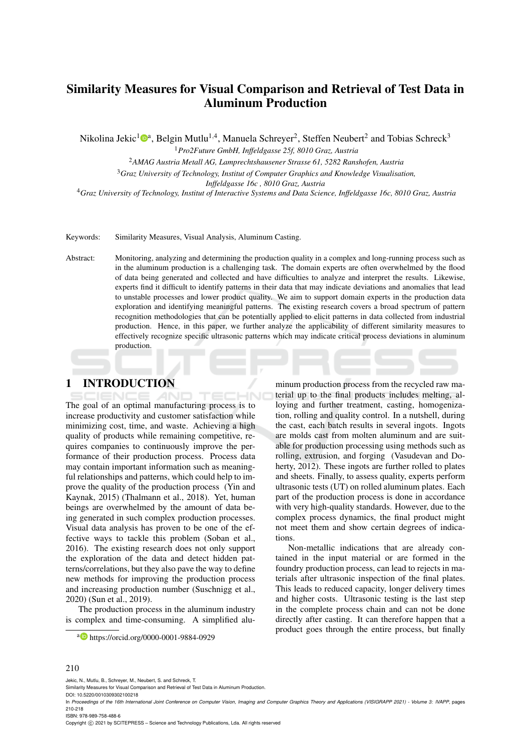# Similarity Measures for Visual Comparison and Retrieval of Test Data in Aluminum Production

Nikolina Jekic[1][a], Belgin Mutlu[1,4], Manuela Schreyer[2], Steffen Neubert[2] and Tobias Schreck[3]

[1]*Pro2Future GmbH, Inffeldgasse 25f, 8010 Graz, Austria*

[2]*AMAG Austria Metall AG, Lamprechtshausener Strasse 61, 5282 Ranshofen, Austria*

[3]*Graz University of Technology, Institut of Computer Graphics and Knowledge Visualisation, Inffeldgasse 16c , 8010 Graz, Austria*

[4]*Graz University of Technology, Institut of Interactive Systems and Data Science, Inffeldgasse 16c, 8010 Graz, Austria*

Keywords: Similarity Measures, Visual Analysis, Aluminum Casting.

Abstract: Monitoring, analyzing and determining the production quality in a complex and long-running process such as in the aluminum production is a challenging task. The domain experts are often overwhelmed by the flood of data being generated and collected and have difficulties to analyze and interpret the results. Likewise, experts find it difficult to identify patterns in their data that may indicate deviations and anomalies that lead to unstable processes and lower product quality. We aim to support domain experts in the production data exploration and identifying meaningful patterns. The existing research covers a broad spectrum of pattern recognition methodologies that can be potentially applied to elicit patterns in data collected from industrial production. Hence, in this paper, we further analyze the applicability of different similarity measures to effectively recognize specific ultrasonic patterns which may indicate critical process deviations in aluminum production.

## 1 INTRODUCTION

The goal of an optimal manufacturing process is to increase productivity and customer satisfaction while minimizing cost, time, and waste. Achieving a high quality of products while remaining competitive, requires companies to continuously improve the performance of their production process. Process data may contain important information such as meaningful relationships and patterns, which could help to improve the quality of the production process (Yin and Kaynak, 2015) (Thalmann et al., 2018). Yet, human beings are overwhelmed by the amount of data being generated in such complex production processes. Visual data analysis has proven to be one of the effective ways to tackle this problem (Soban et al., 2016). The existing research does not only support the exploration of the data and detect hidden patterns/correlations, but they also pave the way to define new methods for improving the production process and increasing production number (Suschnigg et al., 2020) (Sun et al., 2019).

The production process in the aluminum industry is complex and time-consuming. A simplified aluminum production process from the recycled raw material up to the final products includes melting, alloying and further treatment, casting, homogenization, rolling and quality control. In a nutshell, during the cast, each batch results in several ingots. Ingots are molds cast from molten aluminum and are suitable for production processing using methods such as rolling, extrusion, and forging (Vasudevan and Doherty, 2012). These ingots are further rolled to plates and sheets. Finally, to assess quality, experts perform ultrasonic tests (UT) on rolled aluminum plates. Each part of the production process is done in accordance with very high-quality standards. However, due to the complex process dynamics, the final product might not meet them and show certain degrees of indications.

Non-metallic indications that are already contained in the input material or are formed in the foundry production process, can lead to rejects in materials after ultrasonic inspection of the final plates. This leads to reduced capacity, longer delivery times and higher costs. Ultrasonic testing is the last step in the complete process chain and can not be done directly after casting. It can therefore happen that a product goes through the entire process, but finally

[a] https://orcid.org/0000-0001-9884-0929

Jekic, N., Mutlu, B., Schreyer, M., Neubert, S. and Schreck, T.
Similarity Measures for Visual Comparison and Retrieval of Test Data in Aluminum Production.
DOI: 10.5220/0010309302100218
In *Proceedings of the 16th International Joint Conference on Computer Vision, Imaging and Computer Graphics Theory and Applications (VISIGRAPP 2021) - Volume 3: IVAPP*, pages 210-218
ISBN: 978-989-758-488-6
Copyright © 2021 by SCITEPRESS – Science and Technology Publications, Lda. All rights reserved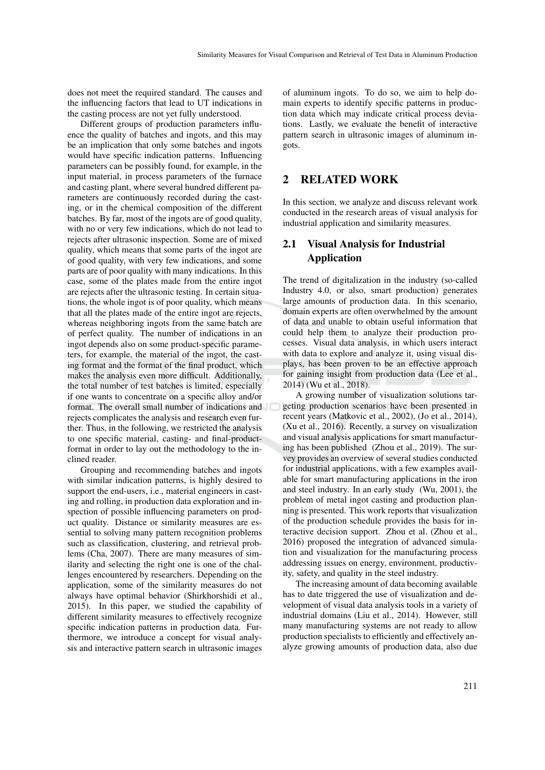does not meet the required standard. The causes and the influencing factors that lead to UT indications in the casting process are not yet fully understood.

Different groups of production parameters influence the quality of batches and ingots, and this may be an implication that only some batches and ingots would have specific indication patterns. Influencing parameters can be possibly found, for example, in the input material, in process parameters of the furnace and casting plant, where several hundred different parameters are continuously recorded during the casting, or in the chemical composition of the different batches. By far, most of the ingots are of good quality, with no or very few indications, which do not lead to rejects after ultrasonic inspection. Some are of mixed quality, which means that some parts of the ingot are of good quality, with very few indications, and some parts are of poor quality with many indications. In this case, some of the plates made from the entire ingot are rejects after the ultrasonic testing. In certain situations, the whole ingot is of poor quality, which means that all the plates made of the entire ingot are rejects, whereas neighboring ingots from the same batch are of perfect quality. The number of indications in an ingot depends also on some product-specific parameters, for example, the material of the ingot, the casting format and the format of the final product, which makes the analysis even more difficult. Additionally, the total number of test batches is limited, especially if one wants to concentrate on a specific alloy and/or format. The overall small number of indications and rejects complicates the analysis and research even further. Thus, in the following, we restricted the analysis to one specific material, casting- and final-product-format in order to lay out the methodology to the inclined reader.

Grouping and recommending batches and ingots with similar indication patterns, is highly desired to support the end-users, i.e., material engineers in casting and rolling, in production data exploration and inspection of possible influencing parameters on product quality. Distance or similarity measures are essential to solving many pattern recognition problems such as classification, clustering, and retrieval problems (Cha, 2007). There are many measures of similarity and selecting the right one is one of the challenges encountered by researchers. Depending on the application, some of the similarity measures do not always have optimal behavior (Shirkhorshidi et al., 2015). In this paper, we studied the capability of different similarity measures to effectively recognize specific indication patterns in production data. Furthermore, we introduce a concept for visual analysis and interactive pattern search in ultrasonic images of aluminum ingots. To do so, we aim to help domain experts to identify specific patterns in production data which may indicate critical process deviations. Lastly, we evaluate the benefit of interactive pattern search in ultrasonic images of aluminum ingots.

## 2 RELATED WORK

In this section, we analyze and discuss relevant work conducted in the research areas of visual analysis for industrial application and similarity measures.

### 2.1 Visual Analysis for Industrial Application

The trend of digitalization in the industry (so-called Industry 4.0, or also, smart production) generates large amounts of production data. In this scenario, domain experts are often overwhelmed by the amount of data and unable to obtain useful information that could help them to analyze their production processes. Visual data analysis, in which users interact with data to explore and analyze it, using visual displays, has been proven to be an effective approach for gaining insight from production data (Lee et al., 2014) (Wu et al., 2018).

A growing number of visualization solutions targeting production scenarios have been presented in recent years (Matkovic et al., 2002), (Jo et al., 2014), (Xu et al., 2016). Recently, a survey on visualization and visual analysis applications for smart manufacturing has been published (Zhou et al., 2019). The survey provides an overview of several studies conducted for industrial applications, with a few examples available for smart manufacturing applications in the iron and steel industry. In an early study (Wu, 2001), the problem of metal ingot casting and production planning is presented. This work reports that visualization of the production schedule provides the basis for interactive decision support. Zhou et al. (Zhou et al., 2016) proposed the integration of advanced simulation and visualization for the manufacturing process addressing issues on energy, environment, productivity, safety, and quality in the steel industry.

The increasing amount of data becoming available has to date triggered the use of visualization and development of visual data analysis tools in a variety of industrial domains (Liu et al., 2014). However, still many manufacturing systems are not ready to allow production specialists to efficiently and effectively analyze growing amounts of production data, also due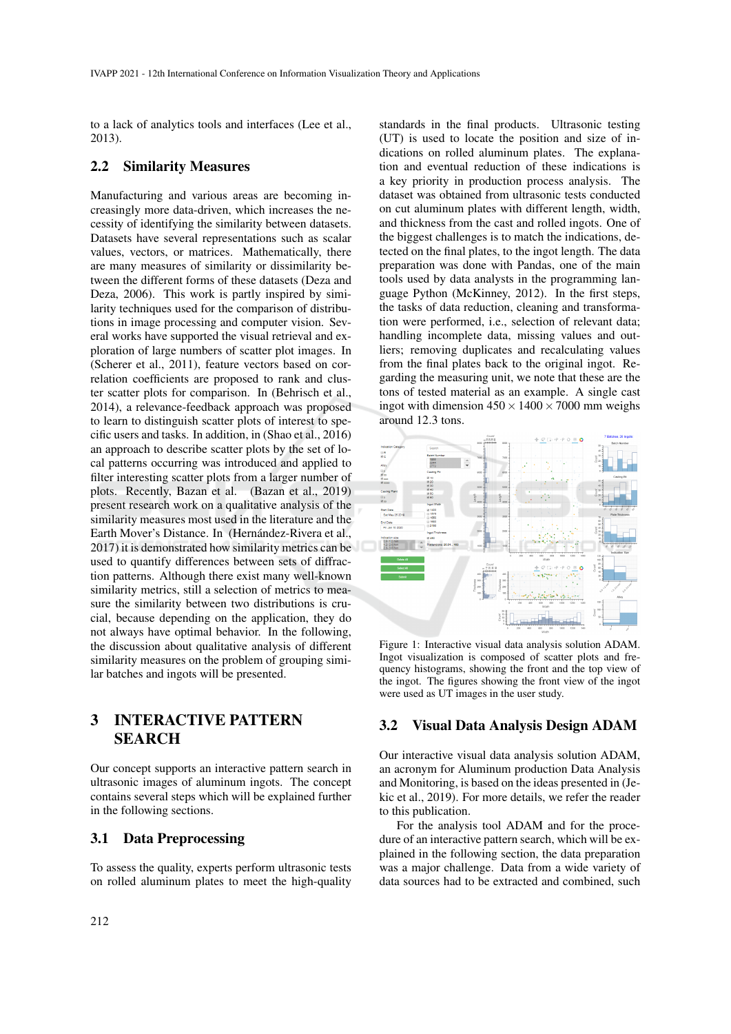to a lack of analytics tools and interfaces (Lee et al., 2013).

### 2.2 Similarity Measures

Manufacturing and various areas are becoming increasingly more data-driven, which increases the necessity of identifying the similarity between datasets. Datasets have several representations such as scalar values, vectors, or matrices. Mathematically, there are many measures of similarity or dissimilarity between the different forms of these datasets (Deza and Deza, 2006). This work is partly inspired by similarity techniques used for the comparison of distributions in image processing and computer vision. Several works have supported the visual retrieval and exploration of large numbers of scatter plot images. In (Scherer et al., 2011), feature vectors based on correlation coefficients are proposed to rank and cluster scatter plots for comparison. In (Behrisch et al., 2014), a relevance-feedback approach was proposed to learn to distinguish scatter plots of interest to specific users and tasks. In addition, in (Shao et al., 2016) an approach to describe scatter plots by the set of local patterns occurring was introduced and applied to filter interesting scatter plots from a larger number of plots. Recently, Bazan et al. (Bazan et al., 2019) present research work on a qualitative analysis of the similarity measures most used in the literature and the Earth Mover's Distance. In (Hernández-Rivera et al., 2017) it is demonstrated how similarity metrics can be used to quantify differences between sets of diffraction patterns. Although there exist many well-known similarity metrics, still a selection of metrics to measure the similarity between two distributions is crucial, because depending on the application, they do not always have optimal behavior. In the following, the discussion about qualitative analysis of different similarity measures on the problem of grouping similar batches and ingots will be presented.

## 3 INTERACTIVE PATTERN SEARCH

Our concept supports an interactive pattern search in ultrasonic images of aluminum ingots. The concept contains several steps which will be explained further in the following sections.

### 3.1 Data Preprocessing

To assess the quality, experts perform ultrasonic tests on rolled aluminum plates to meet the high-quality standards in the final products. Ultrasonic testing (UT) is used to locate the position and size of indications on rolled aluminum plates. The explanation and eventual reduction of these indications is a key priority in production process analysis. The dataset was obtained from ultrasonic tests conducted on cut aluminum plates with different length, width, and thickness from the cast and rolled ingots. One of the biggest challenges is to match the indications, detected on the final plates, to the ingot length. The data preparation was done with Pandas, one of the main tools used by data analysts in the programming language Python (McKinney, 2012). In the first steps, the tasks of data reduction, cleaning and transformation were performed, i.e., selection of relevant data; handling incomplete data, missing values and outliers; removing duplicates and recalculating values from the final plates back to the original ingot. Regarding the measuring unit, we note that these are the tons of tested material as an example. A single cast ingot with dimension $450 \times 1400 \times 7000$ mm weighs around 12.3 tons.

Figure 1: Interactive visual data analysis solution ADAM. Ingot visualization is composed of scatter plots and frequency histograms, showing the front and the top view of the ingot. The figures showing the front view of the ingot were used as UT images in the user study.

### 3.2 Visual Data Analysis Design ADAM

Our interactive visual data analysis solution ADAM, an acronym for Aluminum production Data Analysis and Monitoring, is based on the ideas presented in (Jekic et al., 2019). For more details, we refer the reader to this publication.

For the analysis tool ADAM and for the procedure of an interactive pattern search, which will be explained in the following section, the data preparation was a major challenge. Data from a wide variety of data sources had to be extracted and combined, such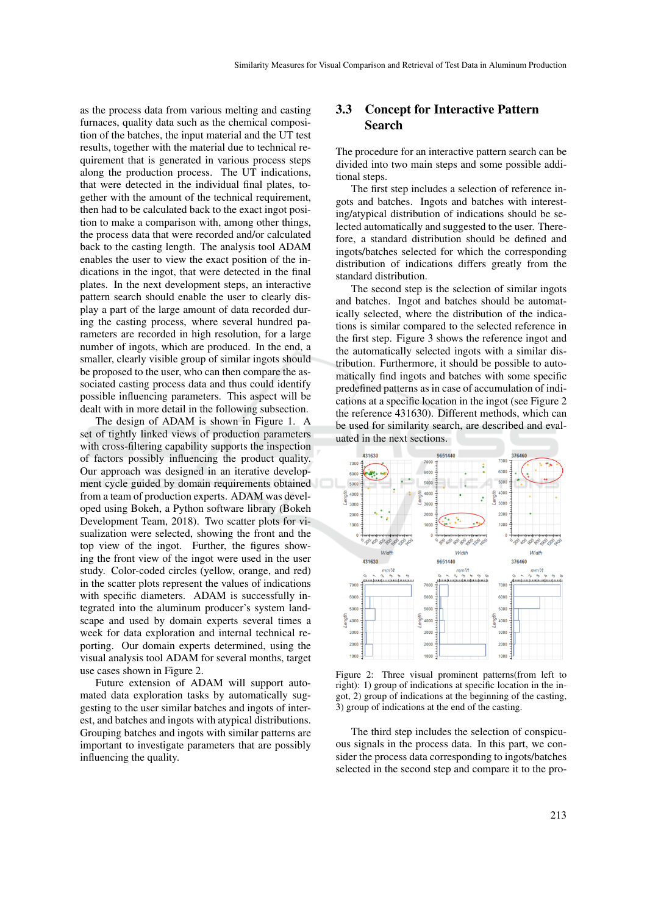as the process data from various melting and casting furnaces, quality data such as the chemical composition of the batches, the input material and the UT test results, together with the material due to technical requirement that is generated in various process steps along the production process. The UT indications, that were detected in the individual final plates, together with the amount of the technical requirement, then had to be calculated back to the exact ingot position to make a comparison with, among other things, the process data that were recorded and/or calculated back to the casting length. The analysis tool ADAM enables the user to view the exact position of the indications in the ingot, that were detected in the final plates. In the next development steps, an interactive pattern search should enable the user to clearly display a part of the large amount of data recorded during the casting process, where several hundred parameters are recorded in high resolution, for a large number of ingots, which are produced. In the end, a smaller, clearly visible group of similar ingots should be proposed to the user, who can then compare the associated casting process data and thus could identify possible influencing parameters. This aspect will be dealt with in more detail in the following subsection.

The design of ADAM is shown in Figure 1. A set of tightly linked views of production parameters with cross-filtering capability supports the inspection of factors possibly influencing the product quality. Our approach was designed in an iterative development cycle guided by domain requirements obtained from a team of production experts. ADAM was developed using Bokeh, a Python software library (Bokeh Development Team, 2018). Two scatter plots for visualization were selected, showing the front and the top view of the ingot. Further, the figures showing the front view of the ingot were used in the user study. Color-coded circles (yellow, orange, and red) in the scatter plots represent the values of indications with specific diameters. ADAM is successfully integrated into the aluminum producer's system landscape and used by domain experts several times a week for data exploration and internal technical reporting. Our domain experts determined, using the visual analysis tool ADAM for several months, target use cases shown in Figure 2.

Future extension of ADAM will support automated data exploration tasks by automatically suggesting to the user similar batches and ingots of interest, and batches and ingots with atypical distributions. Grouping batches and ingots with similar patterns are important to investigate parameters that are possibly influencing the quality.

## 3.3 Concept for Interactive Pattern Search

The procedure for an interactive pattern search can be divided into two main steps and some possible additional steps.

The first step includes a selection of reference ingots and batches. Ingots and batches with interesting/atypical distribution of indications should be selected automatically and suggested to the user. Therefore, a standard distribution should be defined and ingots/batches selected for which the corresponding distribution of indications differs greatly from the standard distribution.

The second step is the selection of similar ingots and batches. Ingot and batches should be automatically selected, where the distribution of the indications is similar compared to the selected reference in the first step. Figure 3 shows the reference ingot and the automatically selected ingots with a similar distribution. Furthermore, it should be possible to automatically find ingots and batches with some specific predefined patterns as in case of accumulation of indications at a specific location in the ingot (see Figure 2 the reference 431630). Different methods, which can be used for similarity search, are described and evaluated in the next sections.

Figure 2: Three visual prominent patterns(from left to right): 1) group of indications at specific location in the ingot, 2) group of indications at the beginning of the casting, 3) group of indications at the end of the casting.

The third step includes the selection of conspicuous signals in the process data. In this part, we consider the process data corresponding to ingots/batches selected in the second step and compare it to the pro-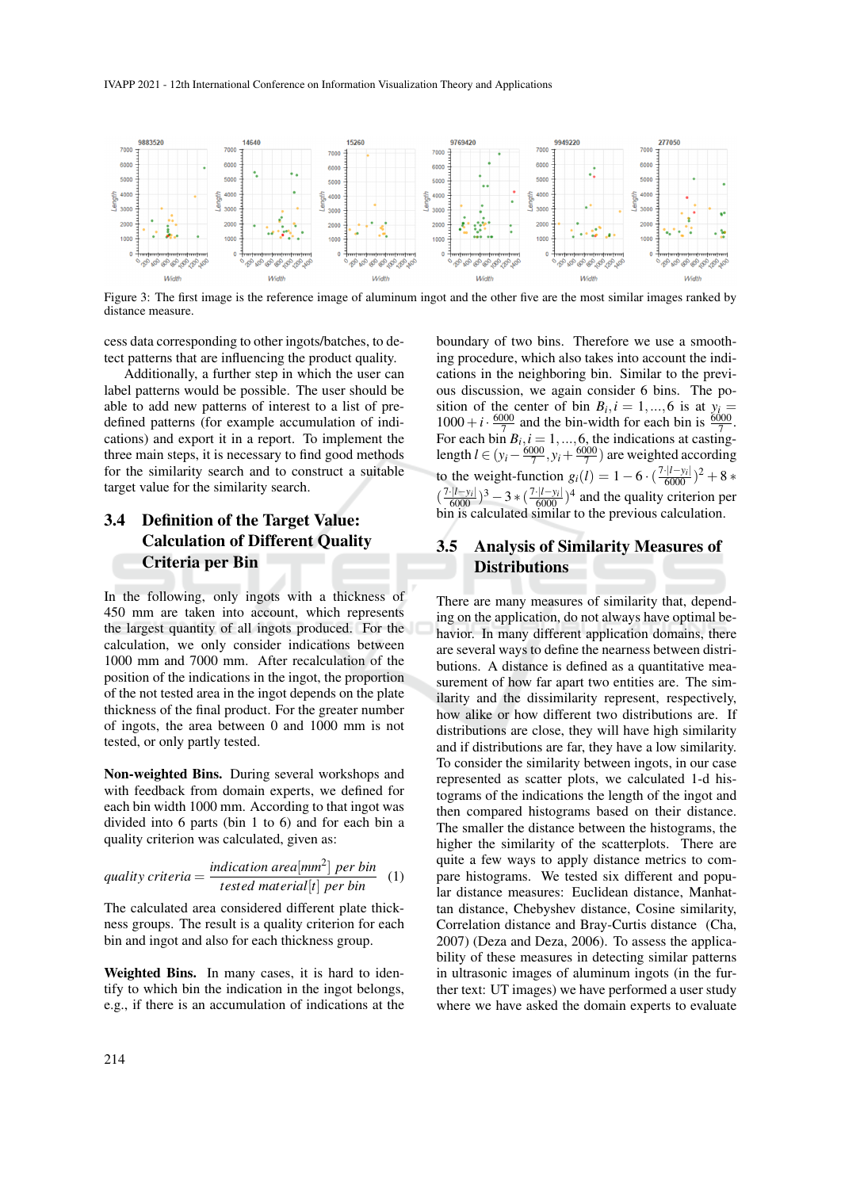Figure 3: The first image is the reference image of aluminum ingot and the other five are the most similar images ranked by distance measure.

cess data corresponding to other ingots/batches, to detect patterns that are influencing the product quality.

Additionally, a further step in which the user can label patterns would be possible. The user should be able to add new patterns of interest to a list of predefined patterns (for example accumulation of indications) and export it in a report. To implement the three main steps, it is necessary to find good methods for the similarity search and to construct a suitable target value for the similarity search.

### 3.4 Definition of the Target Value: Calculation of Different Quality Criteria per Bin

In the following, only ingots with a thickness of 450 mm are taken into account, which represents the largest quantity of all ingots produced. For the calculation, we only consider indications between 1000 mm and 7000 mm. After recalculation of the position of the indications in the ingot, the proportion of the not tested area in the ingot depends on the plate thickness of the final product. For the greater number of ingots, the area between 0 and 1000 mm is not tested, or only partly tested.

**Non-weighted Bins.** During several workshops and with feedback from domain experts, we defined for each bin width 1000 mm. According to that ingot was divided into 6 parts (bin 1 to 6) and for each bin a quality criterion was calculated, given as:

$$quality\ criteria = \frac{indication\ area[mm^2]\ per\ bin}{tested\ material[t]\ per\ bin} \quad (1)$$

The calculated area considered different plate thickness groups. The result is a quality criterion for each bin and ingot and also for each thickness group.

**Weighted Bins.** In many cases, it is hard to identify to which bin the indication in the ingot belongs, e.g., if there is an accumulation of indications at the boundary of two bins. Therefore we use a smoothing procedure, which also takes into account the indications in the neighboring bin. Similar to the previous discussion, we again consider 6 bins. The position of the center of bin $B_i, i = 1, ..., 6$ is at $y_i = 1000 + i \cdot \frac{6000}{7}$ and the bin-width for each bin is $\frac{6000}{7}$. For each bin $B_i, i = 1, ..., 6$, the indications at casting-length $l \in (y_i - \frac{6000}{7}, y_i + \frac{6000}{7})$ are weighted according to the weight-function $g_i(l) = 1 - 6 \cdot (\frac{7 \cdot |l - y_i|}{6000})^2 + 8 * (\frac{7 \cdot |l - y_i|}{6000})^3 - 3 * (\frac{7 \cdot |l - y_i|}{6000})^4$ and the quality criterion per bin is calculated similar to the previous calculation.

### 3.5 Analysis of Similarity Measures of Distributions

There are many measures of similarity that, depending on the application, do not always have optimal behavior. In many different application domains, there are several ways to define the nearness between distributions. A distance is defined as a quantitative measurement of how far apart two entities are. The similarity and the dissimilarity represent, respectively, how alike or how different two distributions are. If distributions are close, they will have high similarity and if distributions are far, they have a low similarity. To consider the similarity between ingots, in our case represented as scatter plots, we calculated 1-d histograms of the indications the length of the ingot and then compared histograms based on their distance. The smaller the distance between the histograms, the higher the similarity of the scatterplots. There are quite a few ways to apply distance metrics to compare histograms. We tested six different and popular distance measures: Euclidean distance, Manhattan distance, Chebyshev distance, Cosine similarity, Correlation distance and Bray-Curtis distance (Cha, 2007) (Deza and Deza, 2006). To assess the applicability of these measures in detecting similar patterns in ultrasonic images of aluminum ingots (in the further text: UT images) we have performed a user study where we have asked the domain experts to evaluate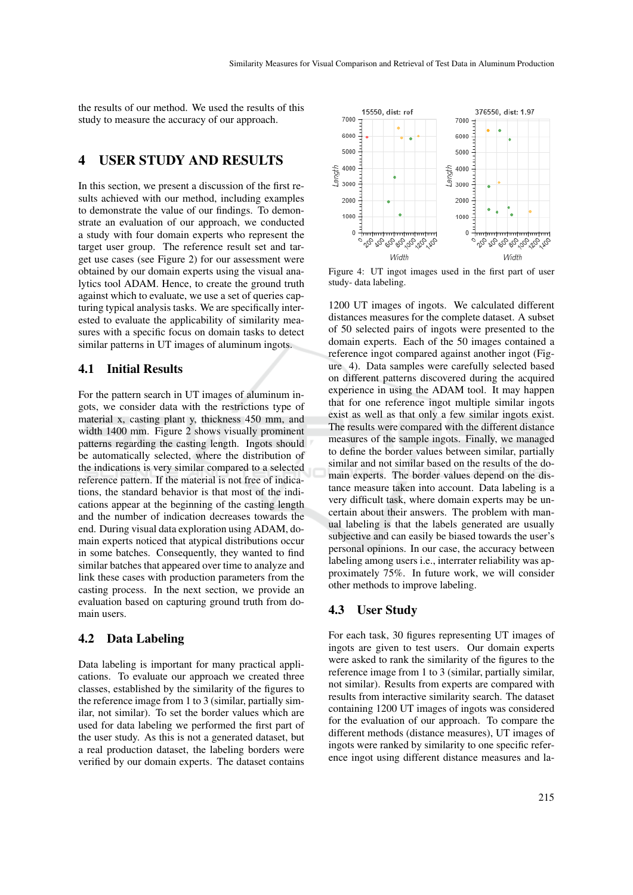the results of our method. We used the results of this study to measure the accuracy of our approach.

# 4 USER STUDY AND RESULTS

In this section, we present a discussion of the first results achieved with our method, including examples to demonstrate the value of our findings. To demonstrate an evaluation of our approach, we conducted a study with four domain experts who represent the target user group. The reference result set and target use cases (see Figure 2) for our assessment were obtained by our domain experts using the visual analytics tool ADAM. Hence, to create the ground truth against which to evaluate, we use a set of queries capturing typical analysis tasks. We are specifically interested to evaluate the applicability of similarity measures with a specific focus on domain tasks to detect similar patterns in UT images of aluminum ingots.

## 4.1 Initial Results

For the pattern search in UT images of aluminum ingots, we consider data with the restrictions type of material x, casting plant y, thickness 450 mm, and width 1400 mm. Figure 2 shows visually prominent patterns regarding the casting length. Ingots should be automatically selected, where the distribution of the indications is very similar compared to a selected reference pattern. If the material is not free of indications, the standard behavior is that most of the indications appear at the beginning of the casting length and the number of indication decreases towards the end. During visual data exploration using ADAM, domain experts noticed that atypical distributions occur in some batches. Consequently, they wanted to find similar batches that appeared over time to analyze and link these cases with production parameters from the casting process. In the next section, we provide an evaluation based on capturing ground truth from domain users.

## 4.2 Data Labeling

Data labeling is important for many practical applications. To evaluate our approach we created three classes, established by the similarity of the figures to the reference image from 1 to 3 (similar, partially similar, not similar). To set the border values which are used for data labeling we performed the first part of the user study. As this is not a generated dataset, but a real production dataset, the labeling borders were verified by our domain experts. The dataset contains

Figure 4: UT ingot images used in the first part of user study- data labeling.

1200 UT images of ingots. We calculated different distances measures for the complete dataset. A subset of 50 selected pairs of ingots were presented to the domain experts. Each of the 50 images contained a reference ingot compared against another ingot (Figure 4). Data samples were carefully selected based on different patterns discovered during the acquired experience in using the ADAM tool. It may happen that for one reference ingot multiple similar ingots exist as well as that only a few similar ingots exist. The results were compared with the different distance measures of the sample ingots. Finally, we managed to define the border values between similar, partially similar and not similar based on the results of the domain experts. The border values depend on the distance measure taken into account. Data labeling is a very difficult task, where domain experts may be uncertain about their answers. The problem with manual labeling is that the labels generated are usually subjective and can easily be biased towards the user's personal opinions. In our case, the accuracy between labeling among users i.e., interrater reliability was approximately 75%. In future work, we will consider other methods to improve labeling.

## 4.3 User Study

For each task, 30 figures representing UT images of ingots are given to test users. Our domain experts were asked to rank the similarity of the figures to the reference image from 1 to 3 (similar, partially similar, not similar). Results from experts are compared with results from interactive similarity search. The dataset containing 1200 UT images of ingots was considered for the evaluation of our approach. To compare the different methods (distance measures), UT images of ingots were ranked by similarity to one specific reference ingot using different distance measures and la-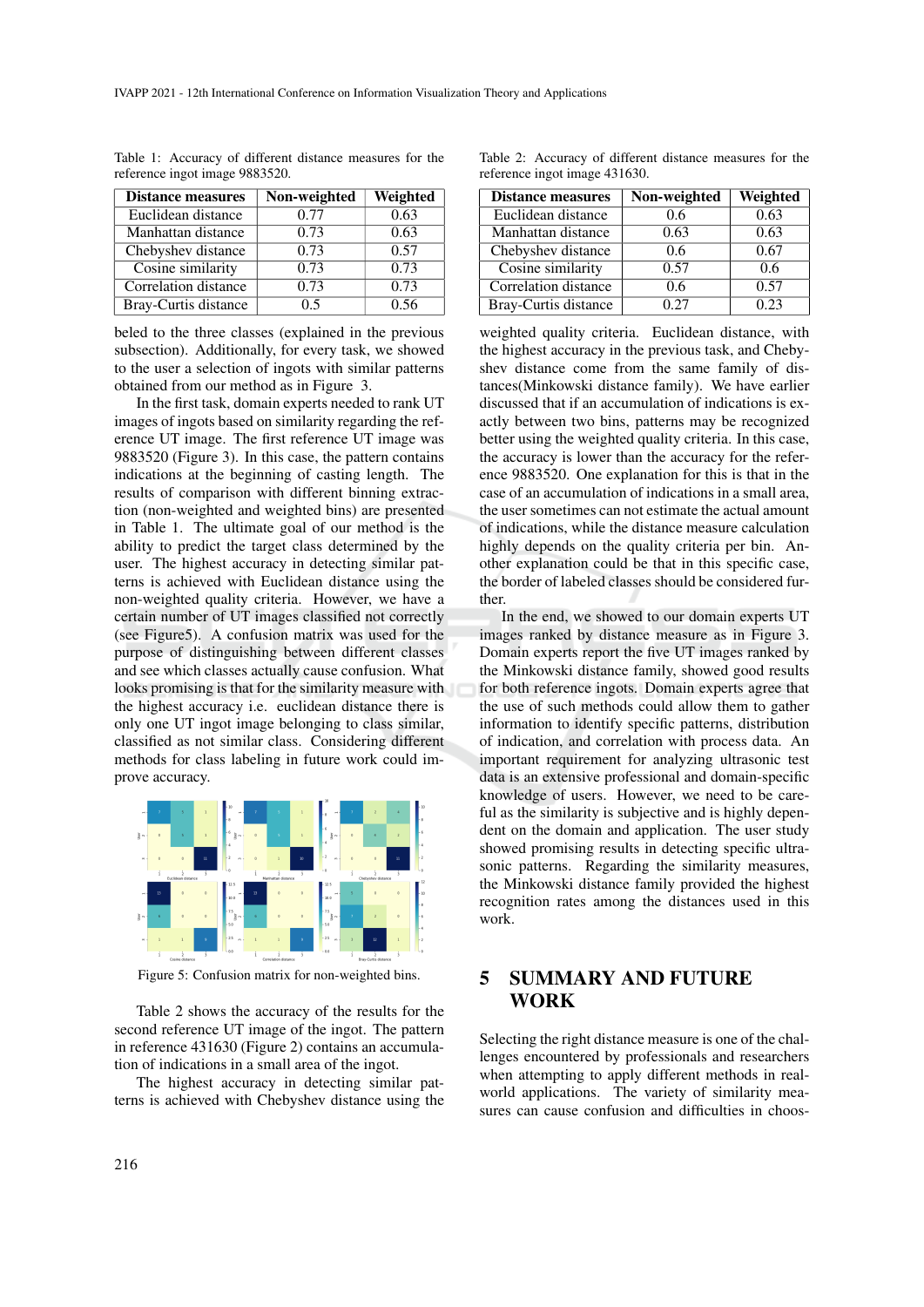Table 1: Accuracy of different distance measures for the reference ingot image 9883520.

| Distance measures | Non-weighted | Weighted |
|---|---|---|
| Euclidean distance | 0.77 | 0.63 |
| Manhattan distance | 0.73 | 0.63 |
| Chebyshev distance | 0.73 | 0.57 |
| Cosine similarity | 0.73 | 0.73 |
| Correlation distance | 0.73 | 0.73 |
| Bray-Curtis distance | 0.5 | 0.56 |

beled to the three classes (explained in the previous subsection). Additionally, for every task, we showed to the user a selection of ingots with similar patterns obtained from our method as in Figure 3.

In the first task, domain experts needed to rank UT images of ingots based on similarity regarding the reference UT image. The first reference UT image was 9883520 (Figure 3). In this case, the pattern contains indications at the beginning of casting length. The results of comparison with different binning extraction (non-weighted and weighted bins) are presented in Table 1. The ultimate goal of our method is the ability to predict the target class determined by the user. The highest accuracy in detecting similar patterns is achieved with Euclidean distance using the non-weighted quality criteria. However, we have a certain number of UT images classified not correctly (see Figure5). A confusion matrix was used for the purpose of distinguishing between different classes and see which classes actually cause confusion. What looks promising is that for the similarity measure with the highest accuracy i.e. euclidean distance there is only one UT ingot image belonging to class similar, classified as not similar class. Considering different methods for class labeling in future work could improve accuracy.

Figure 5: Confusion matrix for non-weighted bins.

Table 2 shows the accuracy of the results for the second reference UT image of the ingot. The pattern in reference 431630 (Figure 2) contains an accumulation of indications in a small area of the ingot.

The highest accuracy in detecting similar patterns is achieved with Chebyshev distance using the weighted quality criteria. Euclidean distance, with the highest accuracy in the previous task, and Chebyshev distance come from the same family of distances(Minkowski distance family). We have earlier discussed that if an accumulation of indications is exactly between two bins, patterns may be recognized better using the weighted quality criteria. In this case, the accuracy is lower than the accuracy for the reference 9883520. One explanation for this is that in the case of an accumulation of indications in a small area, the user sometimes can not estimate the actual amount of indications, while the distance measure calculation highly depends on the quality criteria per bin. Another explanation could be that in this specific case, the border of labeled classes should be considered further.

Table 2: Accuracy of different distance measures for the reference ingot image 431630.

| Distance measures | Non-weighted | Weighted |
|---|---|---|
| Euclidean distance | 0.6 | 0.63 |
| Manhattan distance | 0.63 | 0.63 |
| Chebyshev distance | 0.6 | 0.67 |
| Cosine similarity | 0.57 | 0.6 |
| Correlation distance | 0.6 | 0.57 |
| Bray-Curtis distance | 0.27 | 0.23 |

In the end, we showed to our domain experts UT images ranked by distance measure as in Figure 3. Domain experts report the five UT images ranked by the Minkowski distance family, showed good results for both reference ingots. Domain experts agree that the use of such methods could allow them to gather information to identify specific patterns, distribution of indication, and correlation with process data. An important requirement for analyzing ultrasonic test data is an extensive professional and domain-specific knowledge of users. However, we need to be careful as the similarity is subjective and is highly dependent on the domain and application. The user study showed promising results in detecting specific ultrasonic patterns. Regarding the similarity measures, the Minkowski distance family provided the highest recognition rates among the distances used in this work.

## 5 SUMMARY AND FUTURE WORK

Selecting the right distance measure is one of the challenges encountered by professionals and researchers when attempting to apply different methods in real-world applications. The variety of similarity measures can cause confusion and difficulties in choos-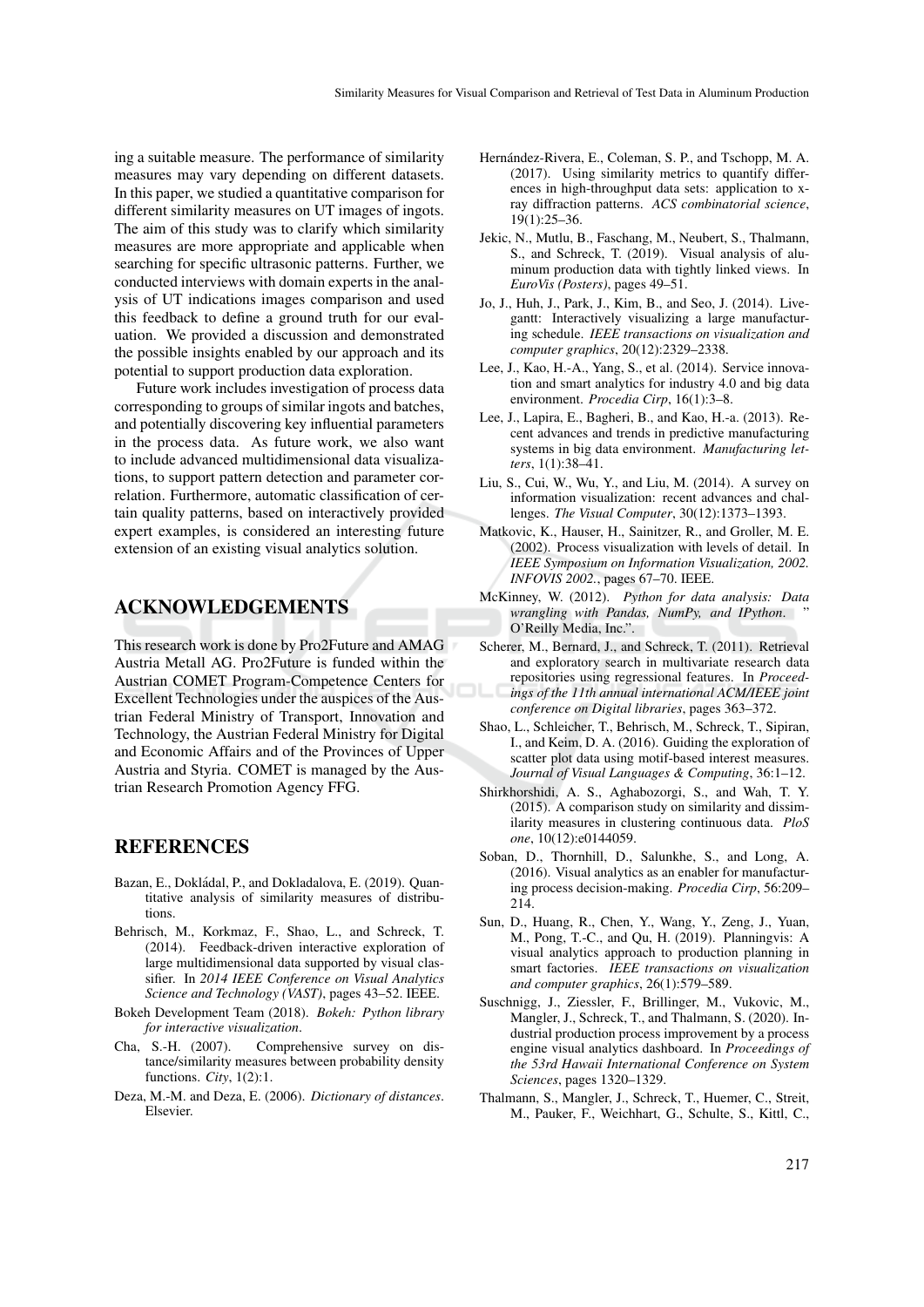ing a suitable measure. The performance of similarity measures may vary depending on different datasets. In this paper, we studied a quantitative comparison for different similarity measures on UT images of ingots. The aim of this study was to clarify which similarity measures are more appropriate and applicable when searching for specific ultrasonic patterns. Further, we conducted interviews with domain experts in the analysis of UT indications images comparison and used this feedback to define a ground truth for our evaluation. We provided a discussion and demonstrated the possible insights enabled by our approach and its potential to support production data exploration.

Future work includes investigation of process data corresponding to groups of similar ingots and batches, and potentially discovering key influential parameters in the process data. As future work, we also want to include advanced multidimensional data visualizations, to support pattern detection and parameter correlation. Furthermore, automatic classification of certain quality patterns, based on interactively provided expert examples, is considered an interesting future extension of an existing visual analytics solution.

## ACKNOWLEDGEMENTS

This research work is done by Pro2Future and AMAG Austria Metall AG. Pro2Future is funded within the Austrian COMET Program-Competence Centers for Excellent Technologies under the auspices of the Austrian Federal Ministry of Transport, Innovation and Technology, the Austrian Federal Ministry for Digital and Economic Affairs and of the Provinces of Upper Austria and Styria. COMET is managed by the Austrian Research Promotion Agency FFG.

## REFERENCES

Bazan, E., Dokládal, P., and Dokladalova, E. (2019). Quantitative analysis of similarity measures of distributions.

Behrisch, M., Korkmaz, F., Shao, L., and Schreck, T. (2014). Feedback-driven interactive exploration of large multidimensional data supported by visual classifier. In *2014 IEEE Conference on Visual Analytics Science and Technology (VAST)*, pages 43–52. IEEE.

Bokeh Development Team (2018). *Bokeh: Python library for interactive visualization*.

Cha, S.-H. (2007). Comprehensive survey on distance/similarity measures between probability density functions. *City*, 1(2):1.

Deza, M.-M. and Deza, E. (2006). *Dictionary of distances*. Elsevier.

Hernández-Rivera, E., Coleman, S. P., and Tschopp, M. A. (2017). Using similarity metrics to quantify differences in high-throughput data sets: application to x-ray diffraction patterns. *ACS combinatorial science*, 19(1):25–36.

Jekic, N., Mutlu, B., Faschang, M., Neubert, S., Thalmann, S., and Schreck, T. (2019). Visual analysis of aluminum production data with tightly linked views. In *EuroVis (Posters)*, pages 49–51.

Jo, J., Huh, J., Park, J., Kim, B., and Seo, J. (2014). Livegantt: Interactively visualizing a large manufacturing schedule. *IEEE transactions on visualization and computer graphics*, 20(12):2329–2338.

Lee, J., Kao, H.-A., Yang, S., et al. (2014). Service innovation and smart analytics for industry 4.0 and big data environment. *Procedia Cirp*, 16(1):3–8.

Lee, J., Lapira, E., Bagheri, B., and Kao, H.-a. (2013). Recent advances and trends in predictive manufacturing systems in big data environment. *Manufacturing letters*, 1(1):38–41.

Liu, S., Cui, W., Wu, Y., and Liu, M. (2014). A survey on information visualization: recent advances and challenges. *The Visual Computer*, 30(12):1373–1393.

Matkovic, K., Hauser, H., Sainitzer, R., and Groller, M. E. (2002). Process visualization with levels of detail. In *IEEE Symposium on Information Visualization, 2002. INFOVIS 2002.*, pages 67–70. IEEE.

McKinney, W. (2012). *Python for data analysis: Data wrangling with Pandas, NumPy, and IPython.* " O'Reilly Media, Inc.".

Scherer, M., Bernard, J., and Schreck, T. (2011). Retrieval and exploratory search in multivariate research data repositories using regressional features. In *Proceedings of the 11th annual international ACM/IEEE joint conference on Digital libraries*, pages 363–372.

Shao, L., Schleicher, T., Behrisch, M., Schreck, T., Sipiran, I., and Keim, D. A. (2016). Guiding the exploration of scatter plot data using motif-based interest measures. *Journal of Visual Languages & Computing*, 36:1–12.

Shirkhorshidi, A. S., Aghabozorgi, S., and Wah, T. Y. (2015). A comparison study on similarity and dissimilarity measures in clustering continuous data. *PloS one*, 10(12):e0144059.

Soban, D., Thornhill, D., Salunkhe, S., and Long, A. (2016). Visual analytics as an enabler for manufacturing process decision-making. *Procedia Cirp*, 56:209–214.

Sun, D., Huang, R., Chen, Y., Wang, Y., Zeng, J., Yuan, M., Pong, T.-C., and Qu, H. (2019). Planningvis: A visual analytics approach to production planning in smart factories. *IEEE transactions on visualization and computer graphics*, 26(1):579–589.

Suschnigg, J., Ziessler, F., Brillinger, M., Vukovic, M., Mangler, J., Schreck, T., and Thalmann, S. (2020). Industrial production process improvement by a process engine visual analytics dashboard. In *Proceedings of the 53rd Hawaii International Conference on System Sciences*, pages 1320–1329.

Thalmann, S., Mangler, J., Schreck, T., Huemer, C., Streit, M., Pauker, F., Weichhart, G., Schulte, S., Kittl, C.,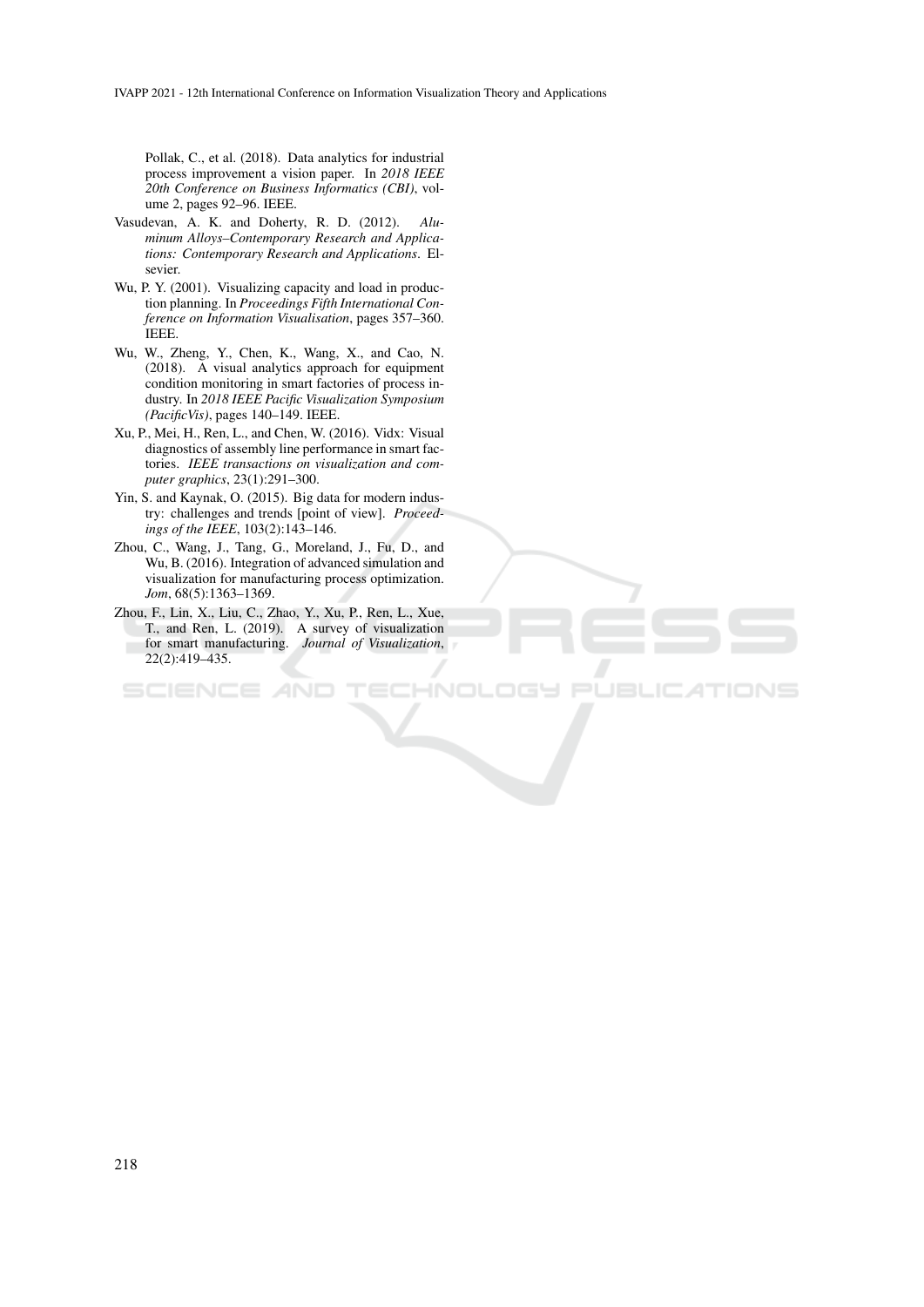Pollak, C., et al. (2018). Data analytics for industrial process improvement a vision paper. In *2018 IEEE 20th Conference on Business Informatics (CBI)*, volume 2, pages 92–96. IEEE.

Vasudevan, A. K. and Doherty, R. D. (2012). *Aluminum Alloys–Contemporary Research and Applications: Contemporary Research and Applications*. Elsevier.

Wu, P. Y. (2001). Visualizing capacity and load in production planning. In *Proceedings Fifth International Conference on Information Visualisation*, pages 357–360. IEEE.

Wu, W., Zheng, Y., Chen, K., Wang, X., and Cao, N. (2018). A visual analytics approach for equipment condition monitoring in smart factories of process industry. In *2018 IEEE Pacific Visualization Symposium (PacificVis)*, pages 140–149. IEEE.

Xu, P., Mei, H., Ren, L., and Chen, W. (2016). Vidx: Visual diagnostics of assembly line performance in smart factories. *IEEE transactions on visualization and computer graphics*, 23(1):291–300.

Yin, S. and Kaynak, O. (2015). Big data for modern industry: challenges and trends [point of view]. *Proceedings of the IEEE*, 103(2):143–146.

Zhou, C., Wang, J., Tang, G., Moreland, J., Fu, D., and Wu, B. (2016). Integration of advanced simulation and visualization for manufacturing process optimization. *Jom*, 68(5):1363–1369.

Zhou, F., Lin, X., Liu, C., Zhao, Y., Xu, P., Ren, L., Xue, T., and Ren, L. (2019). A survey of visualization for smart manufacturing. *Journal of Visualization*, 22(2):419–435.